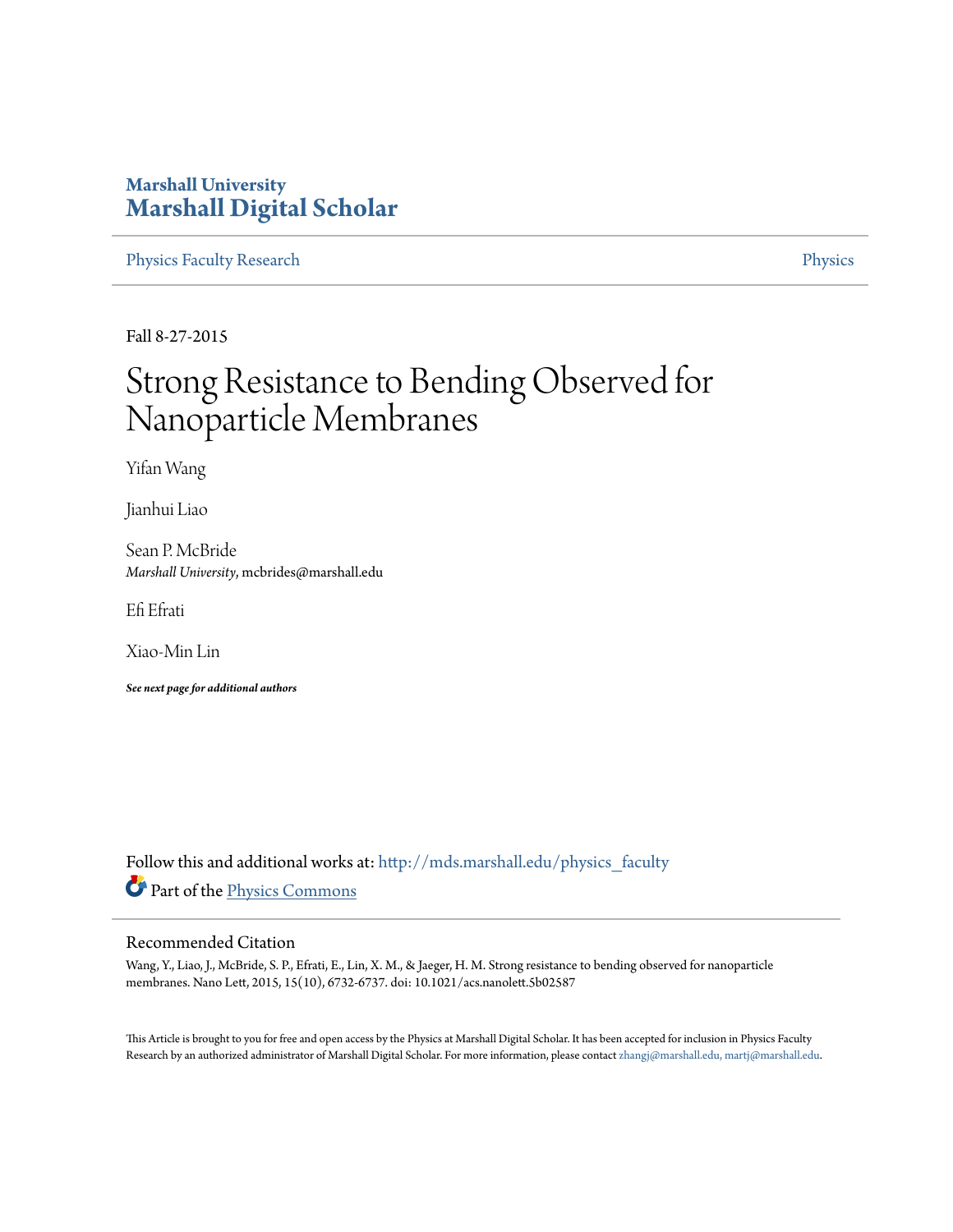# Marshall University
# Marshall Digital Scholar

Physics Faculty Research | Physics

Fall 8-27-2015

# Strong Resistance to Bending Observed for Nanoparticle Membranes

Yifan Wang

Jianhui Liao

Sean P. McBride
*Marshall University*, mcbrides@marshall.edu

Efi Efrati

Xiao-Min Lin

***See next page for additional authors***

Follow this and additional works at: http://mds.marshall.edu/physics_faculty

Part of the Physics Commons

## Recommended Citation

Wang, Y., Liao, J., McBride, S. P., Efrati, E., Lin, X. M., & Jaeger, H. M. Strong resistance to bending observed for nanoparticle membranes. Nano Lett, 2015, 15(10), 6732-6737. doi: 10.1021/acs.nanolett.5b02587

This Article is brought to you for free and open access by the Physics at Marshall Digital Scholar. It has been accepted for inclusion in Physics Faculty Research by an authorized administrator of Marshall Digital Scholar. For more information, please contact zhangj@marshall.edu, martj@marshall.edu.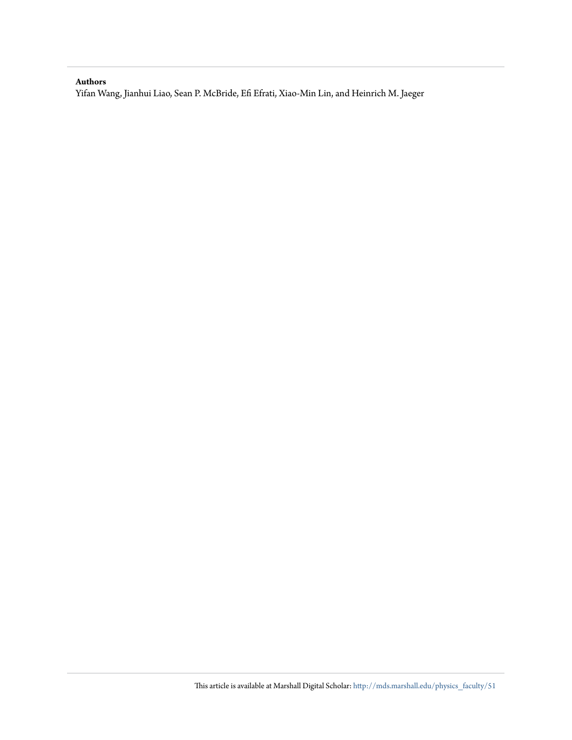**Authors**

Yifan Wang, Jianhui Liao, Sean P. McBride, Efi Efrati, Xiao-Min Lin, and Heinrich M. Jaeger

This article is available at Marshall Digital Scholar: http://mds.marshall.edu/physics_faculty/51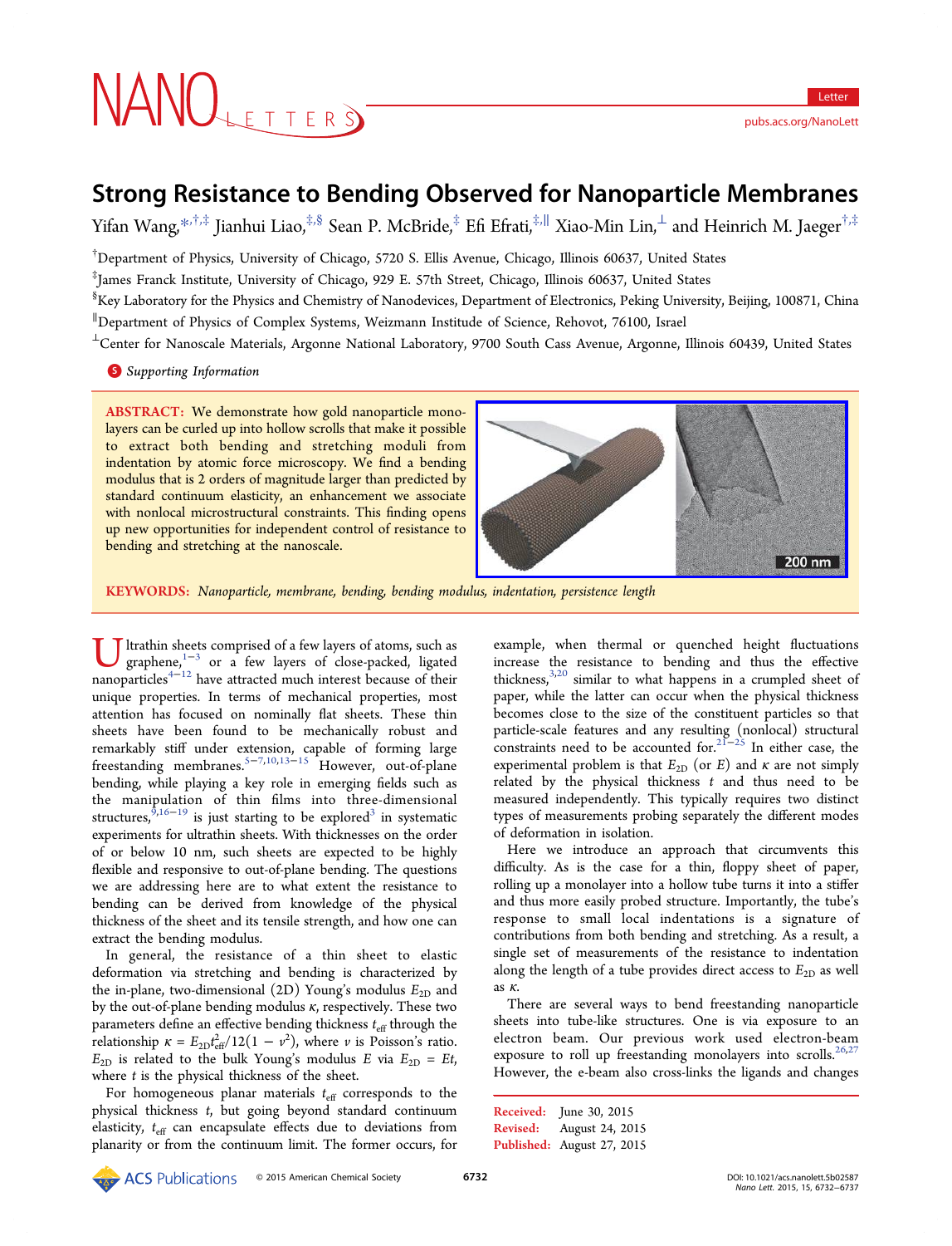# Strong Resistance to Bending Observed for Nanoparticle Membranes

Yifan Wang,*[,†,‡] Jianhui Liao,[‡,§] Sean P. McBride,[‡] Efi Efrati,[‡,∥] Xiao-Min Lin,[⊥] and Heinrich M. Jaeger[†,‡]

[†]Department of Physics, University of Chicago, 5720 S. Ellis Avenue, Chicago, Illinois 60637, United States

[‡]James Franck Institute, University of Chicago, 929 E. 57th Street, Chicago, Illinois 60637, United States

[§]Key Laboratory for the Physics and Chemistry of Nanodevices, Department of Electronics, Peking University, Beijing, 100871, China

[∥]Department of Physics of Complex Systems, Weizmann Institute of Science, Rehovot, 76100, Israel

[⊥]Center for Nanoscale Materials, Argonne National Laboratory, 9700 South Cass Avenue, Argonne, Illinois 60439, United States

*Supporting Information*

**ABSTRACT:** We demonstrate how gold nanoparticle monolayers can be curled up into hollow scrolls that make it possible to extract both bending and stretching moduli from indentation by atomic force microscopy. We find a bending modulus that is 2 orders of magnitude larger than predicted by standard continuum elasticity, an enhancement we associate with nonlocal microstructural constraints. This finding opens up new opportunities for independent control of resistance to bending and stretching at the nanoscale.

**KEYWORDS:** *Nanoparticle, membrane, bending, bending modulus, indentation, persistence length*

Ultrathin sheets comprised of a few layers of atoms, such as graphene,[1−3] or a few layers of close-packed, ligated nanoparticles[4−12] have attracted much interest because of their unique properties. In terms of mechanical properties, most attention has focused on nominally flat sheets. These thin sheets have been found to be mechanically robust and remarkably stiff under extension, capable of forming large freestanding membranes.[5−7,10,13−15] However, out-of-plane bending, while playing a key role in emerging fields such as the manipulation of thin films into three-dimensional structures,[9,16−19] is just starting to be explored[3] in systematic experiments for ultrathin sheets. With thicknesses on the order of or below 10 nm, such sheets are expected to be highly flexible and responsive to out-of-plane bending. The questions we are addressing here are to what extent the resistance to bending can be derived from knowledge of the physical thickness of the sheet and its tensile strength, and how one can extract the bending modulus.

In general, the resistance of a thin sheet to elastic deformation via stretching and bending is characterized by the in-plane, two-dimensional (2D) Young's modulus $E_{2D}$ and by the out-of-plane bending modulus $\kappa$, respectively. These two parameters define an effective bending thickness $t_{eff}$ through the relationship $\kappa = E_{2D}t_{eff}^2/12(1 - \nu^2)$, where $\nu$ is Poisson's ratio. $E_{2D}$ is related to the bulk Young's modulus $E$ via $E_{2D} = Et$, where $t$ is the physical thickness of the sheet.

For homogeneous planar materials $t_{eff}$ corresponds to the physical thickness $t$, but going beyond standard continuum elasticity, $t_{eff}$ can encapsulate effects due to deviations from planarity or from the continuum limit. The former occurs, for example, when thermal or quenched height fluctuations increase the resistance to bending and thus the effective thickness,[3,20] similar to what happens in a crumpled sheet of paper, while the latter can occur when the physical thickness becomes close to the size of the constituent particles so that particle-scale features and any resulting (nonlocal) structural constraints need to be accounted for.[21−25] In either case, the experimental problem is that $E_{2D}$ (or $E$) and $\kappa$ are not simply related by the physical thickness $t$ and thus need to be measured independently. This typically requires two distinct types of measurements probing separately the different modes of deformation in isolation.

Here we introduce an approach that circumvents this difficulty. As is the case for a thin, floppy sheet of paper, rolling up a monolayer into a hollow tube turns it into a stiffer and thus more easily probed structure. Importantly, the tube's response to small local indentations is a signature of contributions from both bending and stretching. As a result, a single set of measurements of the resistance to indentation along the length of a tube provides direct access to $E_{2D}$ as well as $\kappa$.

There are several ways to bend freestanding nanoparticle sheets into tube-like structures. One is via exposure to an electron beam. Our previous work used electron-beam exposure to roll up freestanding monolayers into scrolls.[26,27] However, the e-beam also cross-links the ligands and changes

Received: June 30, 2015
Revised: August 24, 2015
Published: August 27, 2015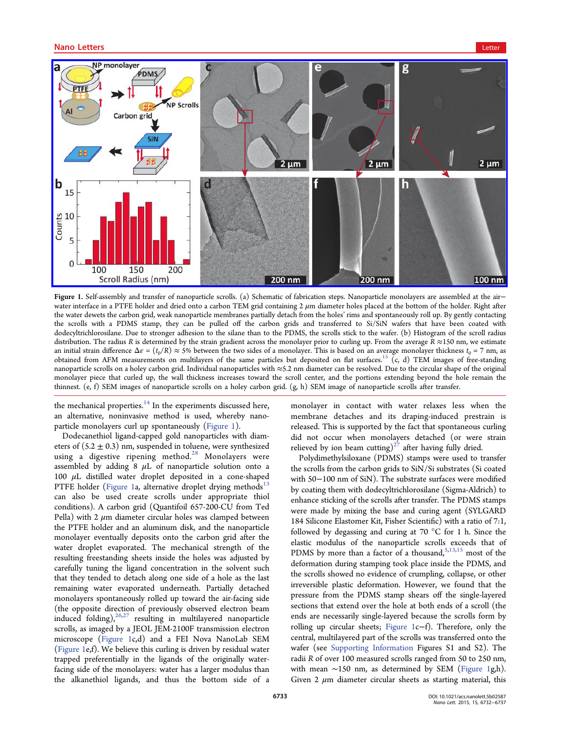**Figure 1.** Self-assembly and transfer of nanoparticle scrolls. (a) Schematic of fabrication steps. Nanoparticle monolayers are assembled at the air–water interface in a PTFE holder and dried onto a carbon TEM grid containing 2 $\mu$m diameter holes placed at the bottom of the holder. Right after the water dewets the carbon grid, weak nanoparticle membranes partially detach from the holes' rims and spontaneously roll up. By gently contacting the scrolls with a PDMS stamp, they can be pulled off the carbon grids and transferred to Si/SiN wafers that have been coated with dodecyltrichlorosilane. Due to stronger adhesion to the silane than to the PDMS, the scrolls stick to the wafer. (b) Histogram of the scroll radius distribution. The radius R is determined by the strain gradient across the monolayer prior to curling up. From the average $R \approx 150$ nm, we estimate an initial strain difference $\Delta\varepsilon = (t_0/R) \approx 5\%$ between the two sides of a monolayer. This is based on an average monolayer thickness $t_0 = 7$ nm, as obtained from AFM measurements on multilayers of the same particles but deposited on flat surfaces.[15] (c, d) TEM images of free-standing nanoparticle scrolls on a holey carbon grid. Individual nanoparticles with ≈5.2 nm diameter can be resolved. Due to the circular shape of the original monolayer piece that curled up, the wall thickness increases toward the scroll center, and the portions extending beyond the hole remain the thinnest. (e, f) SEM images of nanoparticle scrolls on a holey carbon grid. (g, h) SEM image of nanoparticle scrolls after transfer.

the mechanical properties.[14] In the experiments discussed here, an alternative, noninvasive method is used, whereby nanoparticle monolayers curl up spontaneously (Figure 1).

Dodecanethiol ligand-capped gold nanoparticles with diameters of (5.2 ± 0.3) nm, suspended in toluene, were synthesized using a digestive ripening method.[28] Monolayers were assembled by adding 8 $\mu$L of nanoparticle solution onto a 100 $\mu$L distilled water droplet deposited in a cone-shaped PTFE holder (Figure 1a, alternative droplet drying methods[13] can also be used create scrolls under appropriate thiol conditions). A carbon grid (Quantifoil 657-200-CU from Ted Pella) with 2 $\mu$m diameter circular holes was clamped between the PTFE holder and an aluminum disk, and the nanoparticle monolayer eventually deposits onto the carbon grid after the water droplet evaporated. The mechanical strength of the resulting freestanding sheets inside the holes was adjusted by carefully tuning the ligand concentration in the solvent such that they tended to detach along one side of a hole as the last remaining water evaporated underneath. Partially detached monolayers spontaneously rolled up toward the air-facing side (the opposite direction of previously observed electron beam induced folding),[26,27] resulting in multilayered nanoparticle scrolls, as imaged by a JEOL JEM-2100F transmission electron microscope (Figure 1c,d) and a FEI Nova NanoLab SEM (Figure 1e,f). We believe this curling is driven by residual water trapped preferentially in the ligands of the originally water-facing side of the monolayers: water has a larger modulus than the alkanethiol ligands, and thus the bottom side of a monolayer in contact with water relaxes less when the membrane detaches and its draping-induced prestrain is released. This is supported by the fact that spontaneous curling did not occur when monolayers detached (or were strain relieved by ion beam cutting)[27] after having fully dried.

Polydimethylsiloxane (PDMS) stamps were used to transfer the scrolls from the carbon grids to SiN/Si substrates (Si coated with 50–100 nm of SiN). The substrate surfaces were modified by coating them with dodecyltrichlorosilane (Sigma-Aldrich) to enhance sticking of the scrolls after transfer. The PDMS stamps were made by mixing the base and curing agent (SYLGARD 184 Silicone Elastomer Kit, Fisher Scientific) with a ratio of 7:1, followed by degassing and curing at 70 °C for 1 h. Since the elastic modulus of the nanoparticle scrolls exceeds that of PDMS by more than a factor of a thousand,[5,13,15] most of the deformation during stamping took place inside the PDMS, and the scrolls showed no evidence of crumpling, collapse, or other irreversible plastic deformation. However, we found that the pressure from the PDMS stamp shears off the single-layered sections that extend over the hole at both ends of a scroll (the ends are necessarily single-layered because the scrolls form by rolling up circular sheets; Figure 1c–f). Therefore, only the central, multilayered part of the scrolls was transferred onto the wafer (see Supporting Information Figures S1 and S2). The radii R of over 100 measured scrolls ranged from 50 to 250 nm, with mean ~150 nm, as determined by SEM (Figure 1g,h). Given 2 $\mu$m diameter circular sheets as starting material, this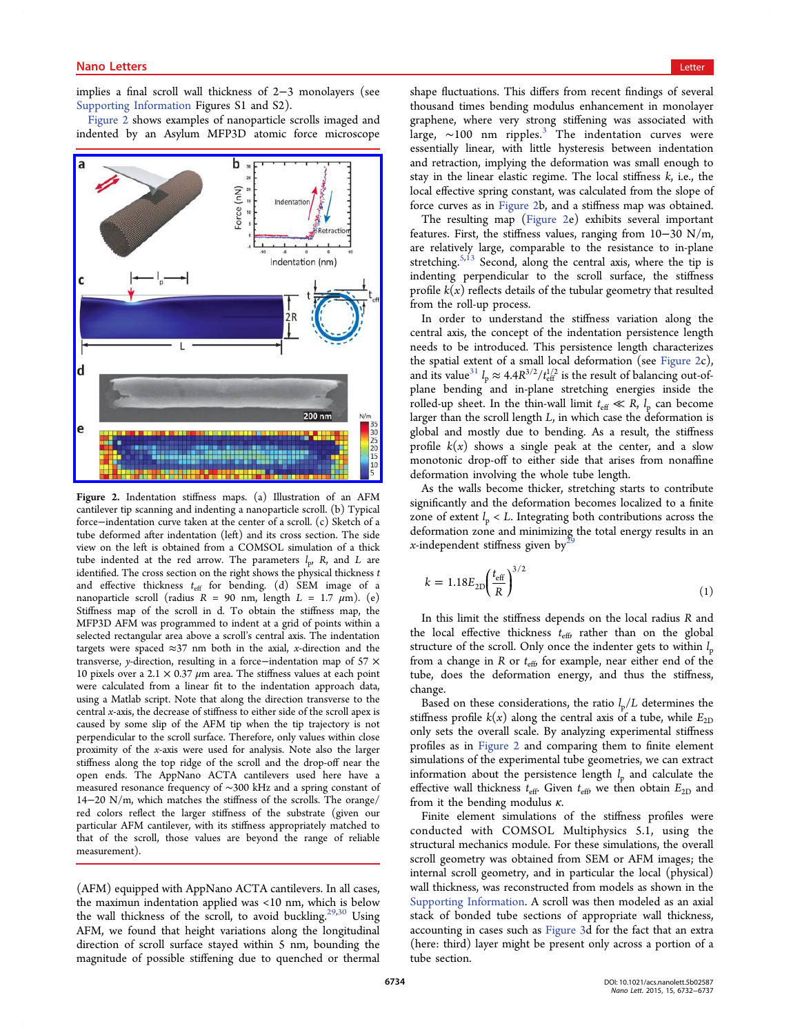implies a final scroll wall thickness of 2–3 monolayers (see Supporting Information Figures S1 and S2).

Figure 2 shows examples of nanoparticle scrolls imaged and indented by an Asylum MFP3D atomic force microscope (AFM) equipped with AppNano ACTA cantilevers. In all cases, the maximun indentation applied was <10 nm, which is below the wall thickness of the scroll, to avoid buckling.[29,30] Using AFM, we found that height variations along the longitudinal direction of scroll surface stayed within 5 nm, bounding the magnitude of possible stiffening due to quenched or thermal shape fluctuations. This differs from recent findings of several thousand times bending modulus enhancement in monolayer graphene, where very strong stiffening was associated with large, ∼100 nm ripples.[3] The indentation curves were essentially linear, with little hysteresis between indentation and retraction, implying the deformation was small enough to stay in the linear elastic regime. The local stiffness $k$, i.e., the local effective spring constant, was calculated from the slope of force curves as in Figure 2b, and a stiffness map was obtained.

**Figure 2.** Indentation stiffness maps. (a) Illustration of an AFM cantilever tip scanning and indenting a nanoparticle scroll. (b) Typical force–indentation curve taken at the center of a scroll. (c) Sketch of a tube deformed after indentation (left) and its cross section. The side view on the left is obtained from a COMSOL simulation of a thick tube indented at the red arrow. The parameters $l_p$, $R$, and $L$ are identified. The cross section on the right shows the physical thickness $t$ and effective thickness $t_{\mathrm{eff}}$ for bending. (d) SEM image of a nanoparticle scroll (radius $R$ = 90 nm, length $L$ = 1.7 μm). (e) Stiffness map of the scroll in d. To obtain the stiffness map, the MFP3D AFM was programmed to indent at a grid of points within a selected rectangular area above a scroll's central axis. The indentation targets were spaced ≈37 nm both in the axial, $x$-direction and the transverse, $y$-direction, resulting in a force–indentation map of 57 × 10 pixels over a 2.1 × 0.37 μm area. The stiffness values at each point were calculated from a linear fit to the indentation approach data, using a Matlab script. Note that along the direction transverse to the central $x$-axis, the decrease of stiffness to either side of the scroll apex is caused by some slip of the AFM tip when the tip trajectory is not perpendicular to the scroll surface. Therefore, only values within close proximity of the $x$-axis were used for analysis. Note also the larger stiffness along the top ridge of the scroll and the drop-off near the open ends. The AppNano ACTA cantilevers used here have a measured resonance frequency of ∼300 kHz and a spring constant of 14–20 N/m, which matches the stiffness of the scrolls. The orange/red colors reflect the larger stiffness of the substrate (given our particular AFM cantilever, with its stiffness appropriately matched to that of the scroll, those values are beyond the range of reliable measurement).

The resulting stiffness map (Figure 2e) exhibits several important features. First, the stiffness values, ranging from 10–30 N/m, are relatively large, comparable to the resistance to in-plane stretching.[5,13] Second, along the central axis, where the tip is indenting perpendicular to the scroll surface, the stiffness profile $k(x)$ reflects details of the tubular geometry that resulted from the roll-up process.

In order to understand the stiffness variation along the central axis, the concept of the indentation persistence length needs to be introduced. This persistence length characterizes the spatial extent of a small local deformation (see Figure 2c), and its value[31] $l_p \approx 4.4R^{3/2}/t_{\mathrm{eff}}^{1/2}$ is the result of balancing out-of-plane bending and in-plane stretching energies inside the rolled-up sheet. In the thin-wall limit $t_{\mathrm{eff}} \ll R$, $l_p$ can become larger than the scroll length $L$, in which case the deformation is global and mostly due to bending. As a result, the stiffness profile $k(x)$ shows a single peak at the center, and a slow monotonic drop-off to either side that arises from nonaffine deformation involving the whole tube length.

As the walls become thicker, stretching starts to contribute significantly and the deformation becomes localized to a finite zone of extent $l_p < L$. Integrating both contributions across the deformation zone and minimizing the total energy results in an $x$-independent stiffness given by[29]

$$k = 1.18E_{2D}\left(\frac{t_{\mathrm{eff}}}{R}\right)^{3/2} \tag{1}$$

In this limit the stiffness depends on the local radius $R$ and the local effective thickness $t_{\mathrm{eff}}$, rather than on the global structure of the scroll. Only once the indenter gets to within $l_p$ from a change in $R$ or $t_{\mathrm{eff}}$, for example, near either end of the tube, does the deformation energy, and thus the stiffness, change.

Based on these considerations, the ratio $l_p/L$ determines the stiffness profile $k(x)$ along the central axis of a tube, while $E_{2D}$ only sets the overall scale. By analyzing experimental stiffness profiles as in Figure 2 and comparing them to finite element simulations of the experimental tube geometries, we can extract information about the persistence length $l_p$ and calculate the effective wall thickness $t_{\mathrm{eff}}$. Given $t_{\mathrm{eff}}$, we then obtain $E_{2D}$ and from it the bending modulus $\kappa$.

Finite element simulations of the stiffness profiles were conducted with COMSOL Multiphysics 5.1, using the structural mechanics module. For these simulations, the overall scroll geometry was obtained from SEM or AFM images; the internal scroll geometry, and in particular the local (physical) wall thickness, was reconstructed from models as shown in the Supporting Information. A scroll was then modeled as an axial stack of bonded tube sections of appropriate wall thickness, accounting in cases such as Figure 3d for the fact that an extra (here: third) layer might be present only across a portion of a tube section.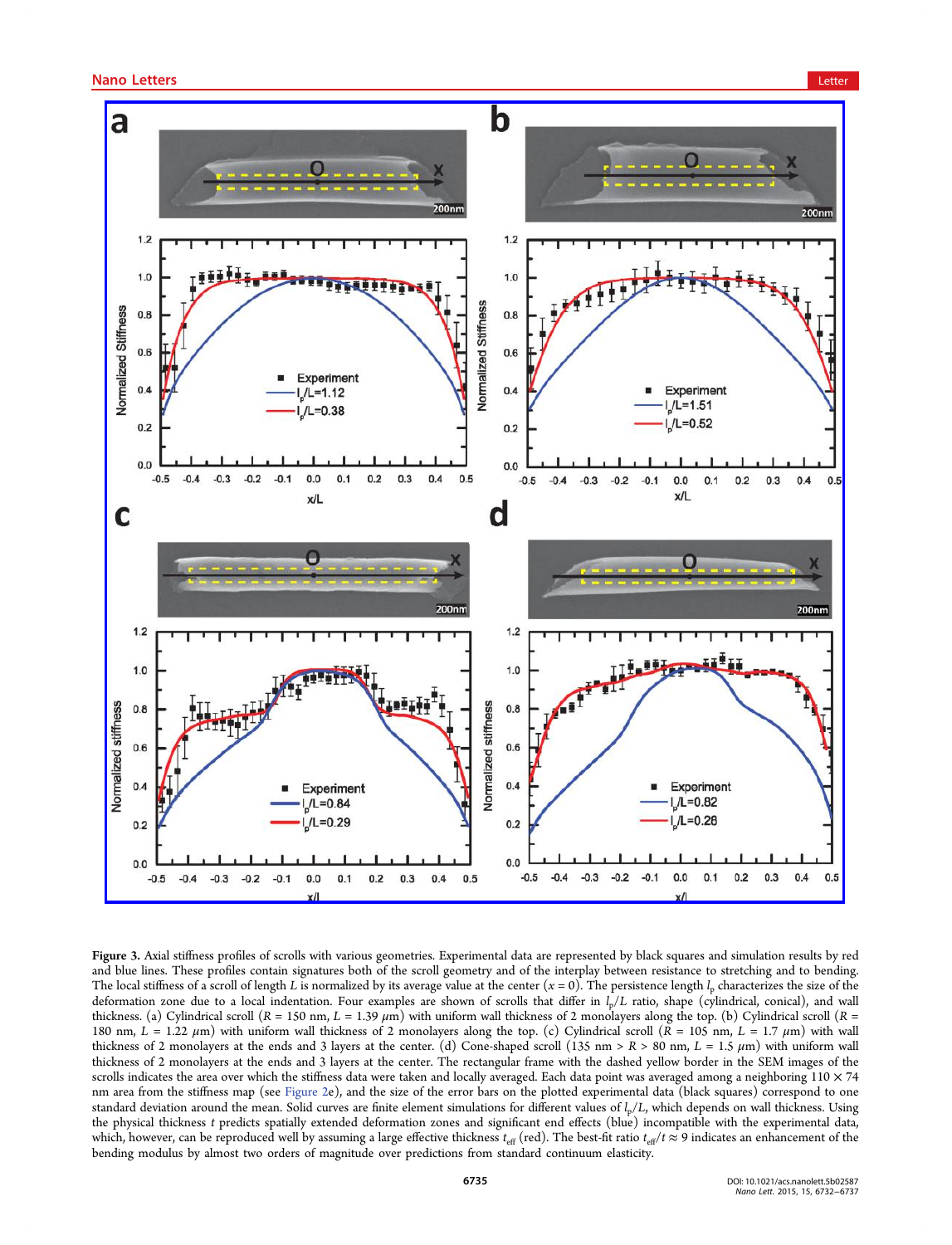Figure 3. Axial stiffness profiles of scrolls with various geometries. Experimental data are represented by black squares and simulation results by red and blue lines. These profiles contain signatures both of the scroll geometry and of the interplay between resistance to stretching and to bending. The local stiffness of a scroll of length $L$ is normalized by its average value at the center ($x = 0$). The persistence length $l_p$ characterizes the size of the deformation zone due to a local indentation. Four examples are shown of scrolls that differ in $l_p/L$ ratio, shape (cylindrical, conical), and wall thickness. (a) Cylindrical scroll ($R$ = 150 nm, $L$ = 1.39 $\mu$m) with uniform wall thickness of 2 monolayers along the top. (b) Cylindrical scroll ($R$ = 180 nm, $L$ = 1.22 $\mu$m) with uniform wall thickness of 2 monolayers along the top. (c) Cylindrical scroll ($R$ = 105 nm, $L$ = 1.7 $\mu$m) with wall thickness of 2 monolayers at the ends and 3 layers at the center. (d) Cone-shaped scroll (135 nm > $R$ > 80 nm, $L$ = 1.5 $\mu$m) with uniform wall thickness of 2 monolayers at the ends and 3 layers at the center. The rectangular frame with the dashed yellow border in the SEM images of the scrolls indicates the area over which the stiffness data were taken and locally averaged. Each data point was averaged among a neighboring 110 × 74 nm area from the stiffness map (see Figure 2e), and the size of the error bars on the plotted experimental data (black squares) correspond to one standard deviation around the mean. Solid curves are finite element simulations for different values of $l_p/L$, which depends on wall thickness. Using the physical thickness $t$ predicts spatially extended deformation zones and significant end effects (blue) incompatible with the experimental data, which, however, can be reproduced well by assuming a large effective thickness $t_{eff}$ (red). The best-fit ratio $t_{eff}/t \approx 9$ indicates an enhancement of the bending modulus by almost two orders of magnitude over predictions from standard continuum elasticity.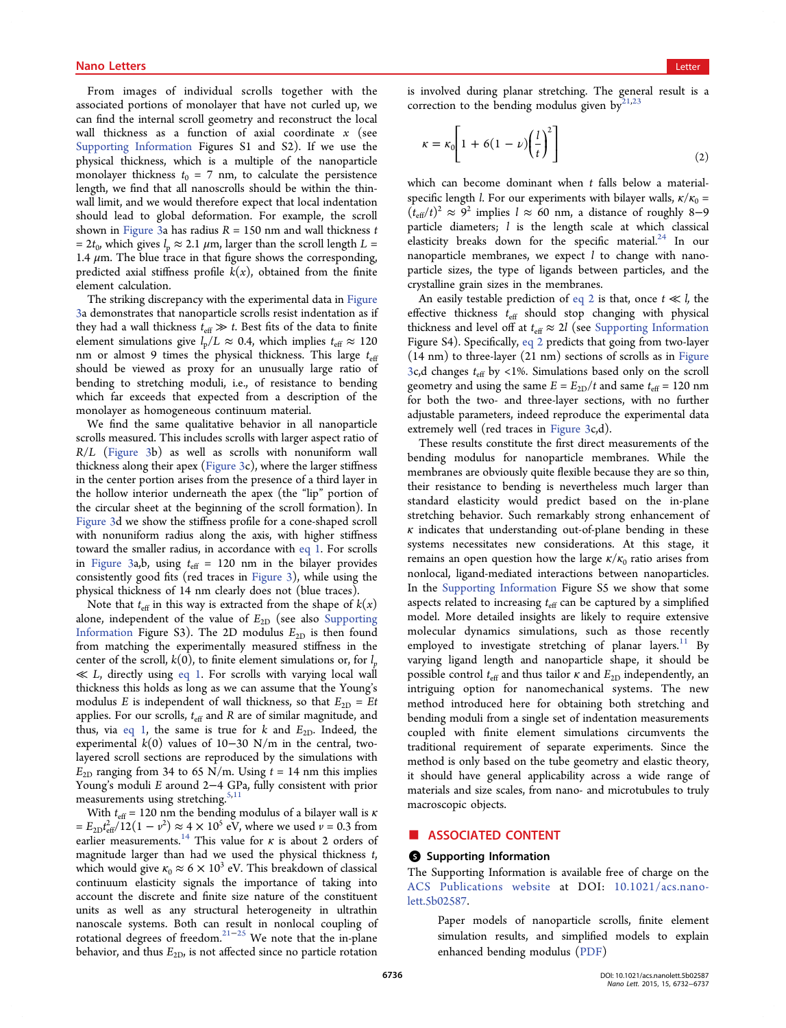From images of individual scrolls together with the associated portions of monolayer that have not curled up, we can find the internal scroll geometry and reconstruct the local wall thickness as a function of axial coordinate $x$ (see Supporting Information Figures S1 and S2). If we use the physical thickness, which is a multiple of the nanoparticle monolayer thickness $t_0$ = 7 nm, to calculate the persistence length, we find that all nanoscrolls should be within the thin-wall limit, and we would therefore expect that local indentation should lead to global deformation. For example, the scroll shown in Figure 3a has radius $R$ = 150 nm and wall thickness $t = 2t_0$, which gives $l_p \approx 2.1$ $\mu$m, larger than the scroll length $L$ = 1.4 $\mu$m. The blue trace in that figure shows the corresponding, predicted axial stiffness profile $k(x)$, obtained from the finite element calculation.

The striking discrepancy with the experimental data in Figure 3a demonstrates that nanoparticle scrolls resist indentation as if they had a wall thickness $t_{\text{eff}} \gg t$. Best fits of the data to finite element simulations give $l_p/L \approx 0.4$, which implies $t_{\text{eff}} \approx 120$ nm or almost 9 times the physical thickness. This large $t_{\text{eff}}$ should be viewed as proxy for an unusually large ratio of bending to stretching moduli, i.e., of resistance to bending which far exceeds that expected from a description of the monolayer as homogeneous continuum material.

We find the same qualitative behavior in all nanoparticle scrolls measured. This includes scrolls with larger aspect ratio of $R/L$ (Figure 3b) as well as scrolls with nonuniform wall thickness along their apex (Figure 3c), where the larger stiffness in the center portion arises from the presence of a third layer in the hollow interior underneath the apex (the "lip" portion of the circular sheet at the beginning of the scroll formation). In Figure 3d we show the stiffness profile for a cone-shaped scroll with nonuniform radius along the axis, with higher stiffness toward the smaller radius, in accordance with eq 1. For scrolls in Figure 3a,b, using $t_{\text{eff}}$ = 120 nm in the bilayer regions provides consistently good fits (red traces in Figure 3), while using the physical thickness of 14 nm clearly does not (blue traces).

Note that $t_{\text{eff}}$ in this way is extracted from the shape of $k(x)$ alone, independent of the value of $E_{2D}$ (see also Supporting Information Figure S3). The 2D modulus $E_{2D}$ is then found from matching the experimentally measured stiffness in the center of the scroll, $k(0)$, to finite element simulations or, for $l_p \ll L$, directly using eq 1. For scrolls with varying local wall thickness this holds as long as we can assume that the Young's modulus $E$ is independent of wall thickness, so that $E_{2D} = Et$ applies. For our scrolls, $t_{\text{eff}}$ and $R$ are of similar magnitude, and thus, via eq 1, the same is true for $k$ and $E_{2D}$. Indeed, the experimental $k(0)$ values of 10−30 N/m in the central, two-layered scroll sections are reproduced by the simulations with $E_{2D}$ ranging from 34 to 65 N/m. Using $t$ = 14 nm this implies Young's moduli $E$ around 2−4 GPa, fully consistent with prior measurements using stretching.[5,11]

With $t_{\text{eff}}$ = 120 nm the bending modulus of a bilayer wall is $\kappa = E_{2D}t_{\text{eff}}^2/12(1-\nu^2) \approx 4 \times 10^5$ eV, where we used $\nu = 0.3$ from earlier measurements.[14] This value for $\kappa$ is about 2 orders of magnitude larger than had we used the physical thickness $t$, which would give $\kappa_0 \approx 6 \times 10^3$ eV. This breakdown of classical continuum elasticity signals the importance of taking into account the discrete and finite size nature of the constituent units as well as any structural heterogeneity in ultrathin nanoscale systems. Both can result in nonlocal coupling of rotational degrees of freedom.[21−25] We note that the in-plane behavior, and thus $E_{2D}$, is not affected since no particle rotation is involved during planar stretching. The general result is a correction to the bending modulus given by[21,23]

$$\kappa = \kappa_0\left[1 + 6(1-\nu)\left(\frac{l}{t}\right)^2\right] \tag{2}$$

which can become dominant when $t$ falls below a material-specific length $l$. For our experiments with bilayer walls, $\kappa/\kappa_0 = (t_{\text{eff}}/t)^2 \approx 9^2$ implies $l \approx 60$ nm, a distance of roughly 8−9 particle diameters; $l$ is the length scale at which classical elasticity breaks down for the specific material.[24] In our nanoparticle membranes, we expect $l$ to change with nanoparticle sizes, the type of ligands between particles, and the crystalline grain sizes in the membranes.

An easily testable prediction of eq 2 is that, once $t \ll l$, the effective thickness $t_{\text{eff}}$ should stop changing with physical thickness and level off at $t_{\text{eff}} \approx 2l$ (see Supporting Information Figure S4). Specifically, eq 2 predicts that going from two-layer (14 nm) to three-layer (21 nm) sections of scrolls as in Figure 3c,d changes $t_{\text{eff}}$ by <1%. Simulations based only on the scroll geometry and using the same $E = E_{2D}/t$ and same $t_{\text{eff}}$ = 120 nm for both the two- and three-layer sections, with no further adjustable parameters, indeed reproduce the experimental data extremely well (red traces in Figure 3c,d).

These results constitute the first direct measurements of the bending modulus for nanoparticle membranes. While the membranes are obviously quite flexible because they are so thin, their resistance to bending is nevertheless much larger than standard elasticity would predict based on the in-plane stretching behavior. Such remarkably strong enhancement of $\kappa$ indicates that understanding out-of-plane bending in these systems necessitates new considerations. At this stage, it remains an open question how the large $\kappa/\kappa_0$ ratio arises from nonlocal, ligand-mediated interactions between nanoparticles. In the Supporting Information Figure S5 we show that some aspects related to increasing $t_{\text{eff}}$ can be captured by a simplified model. More detailed insights are likely to require extensive molecular dynamics simulations, such as those recently employed to investigate stretching of planar layers.[11] By varying ligand length and nanoparticle shape, it should be possible control $t_{\text{eff}}$ and thus tailor $\kappa$ and $E_{2D}$ independently, an intriguing option for nanomechanical systems. The new method introduced here for obtaining both stretching and bending moduli from a single set of indentation measurements coupled with finite element simulations circumvents the traditional requirement of separate experiments. Since the method is only based on the tube geometry and elastic theory, it should have general applicability across a wide range of materials and size scales, from nano- and microtubules to truly macroscopic objects.

## ■ ASSOCIATED CONTENT

### Supporting Information

The Supporting Information is available free of charge on the ACS Publications website at DOI: 10.1021/acs.nanolett.5b02587.

Paper models of nanoparticle scrolls, finite element simulation results, and simplified models to explain enhanced bending modulus (PDF)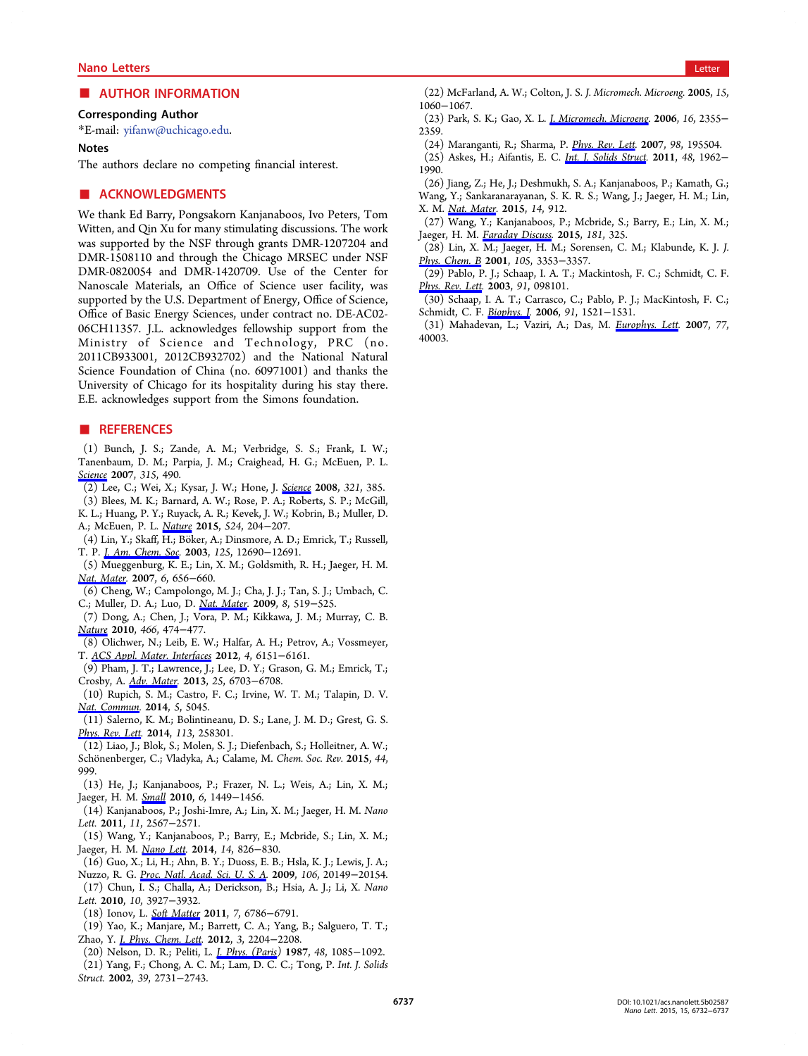## AUTHOR INFORMATION

### Corresponding Author

*E-mail: yifanw@uchicago.edu.

### Notes

The authors declare no competing financial interest.

## ACKNOWLEDGMENTS

We thank Ed Barry, Pongsakorn Kanjanaboos, Ivo Peters, Tom Witten, and Qin Xu for many stimulating discussions. The work was supported by the NSF through grants DMR-1207204 and DMR-1508110 and through the Chicago MRSEC under NSF DMR-0820054 and DMR-1420709. Use of the Center for Nanoscale Materials, an Office of Science user facility, was supported by the U.S. Department of Energy, Office of Science, Office of Basic Energy Sciences, under contract no. DE-AC02-06CH11357. J.L. acknowledges fellowship support from the Ministry of Science and Technology, PRC (no. 2011CB933001, 2012CB932702) and the National Natural Science Foundation of China (no. 60971001) and thanks the University of Chicago for its hospitality during his stay there. E.E. acknowledges support from the Simons foundation.

## REFERENCES

(1) Bunch, J. S.; Zande, A. M.; Verbridge, S. S.; Frank, I. W.; Tanenbaum, D. M.; Parpia, J. M.; Craighead, H. G.; McEuen, P. L. *Science* **2007**, *315*, 490.

(2) Lee, C.; Wei, X.; Kysar, J. W.; Hone, J. *Science* **2008**, *321*, 385.

(3) Blees, M. K.; Barnard, A. W.; Rose, P. A.; Roberts, S. P.; McGill, K. L.; Huang, P. Y.; Ruyack, A. R.; Kevek, J. W.; Kobrin, B.; Muller, D. A.; McEuen, P. L. *Nature* **2015**, *524*, 204−207.

(4) Lin, Y.; Skaff, H.; Böker, A.; Dinsmore, A. D.; Emrick, T.; Russell, T. P. *J. Am. Chem. Soc.* **2003**, *125*, 12690−12691.

(5) Mueggenburg, K. E.; Lin, X. M.; Goldsmith, R. H.; Jaeger, H. M. *Nat. Mater.* **2007**, *6*, 656−660.

(6) Cheng, W.; Campolongo, M. J.; Cha, J. J.; Tan, S. J.; Umbach, C. C.; Muller, D. A.; Luo, D. *Nat. Mater.* **2009**, *8*, 519−525.

(7) Dong, A.; Chen, J.; Vora, P. M.; Kikkawa, J. M.; Murray, C. B. *Nature* **2010**, *466*, 474−477.

(8) Olichwer, N.; Leib, E. W.; Halfar, A. H.; Petrov, A.; Vossmeyer, T. *ACS Appl. Mater. Interfaces* **2012**, *4*, 6151−6161.

(9) Pham, J. T.; Lawrence, J.; Lee, D. Y.; Grason, G. M.; Emrick, T.; Crosby, A. *Adv. Mater.* **2013**, *25*, 6703−6708.

(10) Rupich, S. M.; Castro, F. C.; Irvine, W. T. M.; Talapin, D. V. *Nat. Commun.* **2014**, *5*, 5045.

(11) Salerno, K. M.; Bolintineanu, D. S.; Lane, J. M. D.; Grest, G. S. *Phys. Rev. Lett.* **2014**, *113*, 258301.

(12) Liao, J.; Blok, S.; Molen, S. J.; Diefenbach, S.; Holleitner, A. W.; Schönenberger, C.; Vladyka, A.; Calame, M. *Chem. Soc. Rev.* **2015**, *44*, 999.

(13) He, J.; Kanjanaboos, P.; Frazer, N. L.; Weis, A.; Lin, X. M.; Jaeger, H. M. *Small* **2010**, *6*, 1449−1456.

(14) Kanjanaboos, P.; Joshi-Imre, A.; Lin, X. M.; Jaeger, H. M. *Nano Lett.* **2011**, *11*, 2567−2571.

(15) Wang, Y.; Kanjanaboos, P.; Barry, E.; Mcbride, S.; Lin, X. M.; Jaeger, H. M. *Nano Lett.* **2014**, *14*, 826−830.

(16) Guo, X.; Li, H.; Ahn, B. Y.; Duoss, E. B.; Hsla, K. J.; Lewis, J. A.; Nuzzo, R. G. *Proc. Natl. Acad. Sci. U. S. A.* **2009**, *106*, 20149−20154.

(17) Chun, I. S.; Challa, A.; Derickson, B.; Hsia, A. J.; Li, X. *Nano Lett.* **2010**, *10*, 3927−3932.

(18) Ionov, L. *Soft Matter* **2011**, *7*, 6786−6791.

(19) Yao, K.; Manjare, M.; Barrett, C. A.; Yang, B.; Salguero, T. T.; Zhao, Y. *J. Phys. Chem. Lett.* **2012**, *3*, 2204−2208.

(20) Nelson, D. R.; Peliti, L. *J. Phys. (Paris)* **1987**, *48*, 1085−1092.

(21) Yang, F.; Chong, A. C. M.; Lam, D. C. C.; Tong, P. *Int. J. Solids Struct.* **2002**, *39*, 2731−2743.

(22) McFarland, A. W.; Colton, J. S. *J. Micromech. Microeng.* **2005**, *15*, 1060−1067.

(23) Park, S. K.; Gao, X. L. *J. Micromech. Microeng.* **2006**, *16*, 2355−2359.

(24) Maranganti, R.; Sharma, P. *Phys. Rev. Lett.* **2007**, *98*, 195504.

(25) Askes, H.; Aifantis, E. C. *Int. J. Solids Struct.* **2011**, *48*, 1962−1990.

(26) Jiang, Z.; He, J.; Deshmukh, S. A.; Kanjanaboos, P.; Kamath, G.; Wang, Y.; Sankaranarayanan, S. K. R. S.; Wang, J.; Jaeger, H. M.; Lin, X. M. *Nat. Mater.* **2015**, *14*, 912.

(27) Wang, Y.; Kanjanaboos, P.; Mcbride, S.; Barry, E.; Lin, X. M.; Jaeger, H. M. *Faraday Discuss.* **2015**, *181*, 325.

(28) Lin, X. M.; Jaeger, H. M.; Sorensen, C. M.; Klabunde, K. J. *J. Phys. Chem. B* **2001**, *105*, 3353−3357.

(29) Pablo, P. J.; Schaap, I. A. T.; Mackintosh, F. C.; Schmidt, C. F. *Phys. Rev. Lett.* **2003**, *91*, 098101.

(30) Schaap, I. A. T.; Carrasco, C.; Pablo, P. J.; MacKintosh, F. C.; Schmidt, C. F. *Biophys. J.* **2006**, *91*, 1521−1531.

(31) Mahadevan, L.; Vaziri, A.; Das, M. *Europhys. Lett.* **2007**, *77*, 40003.